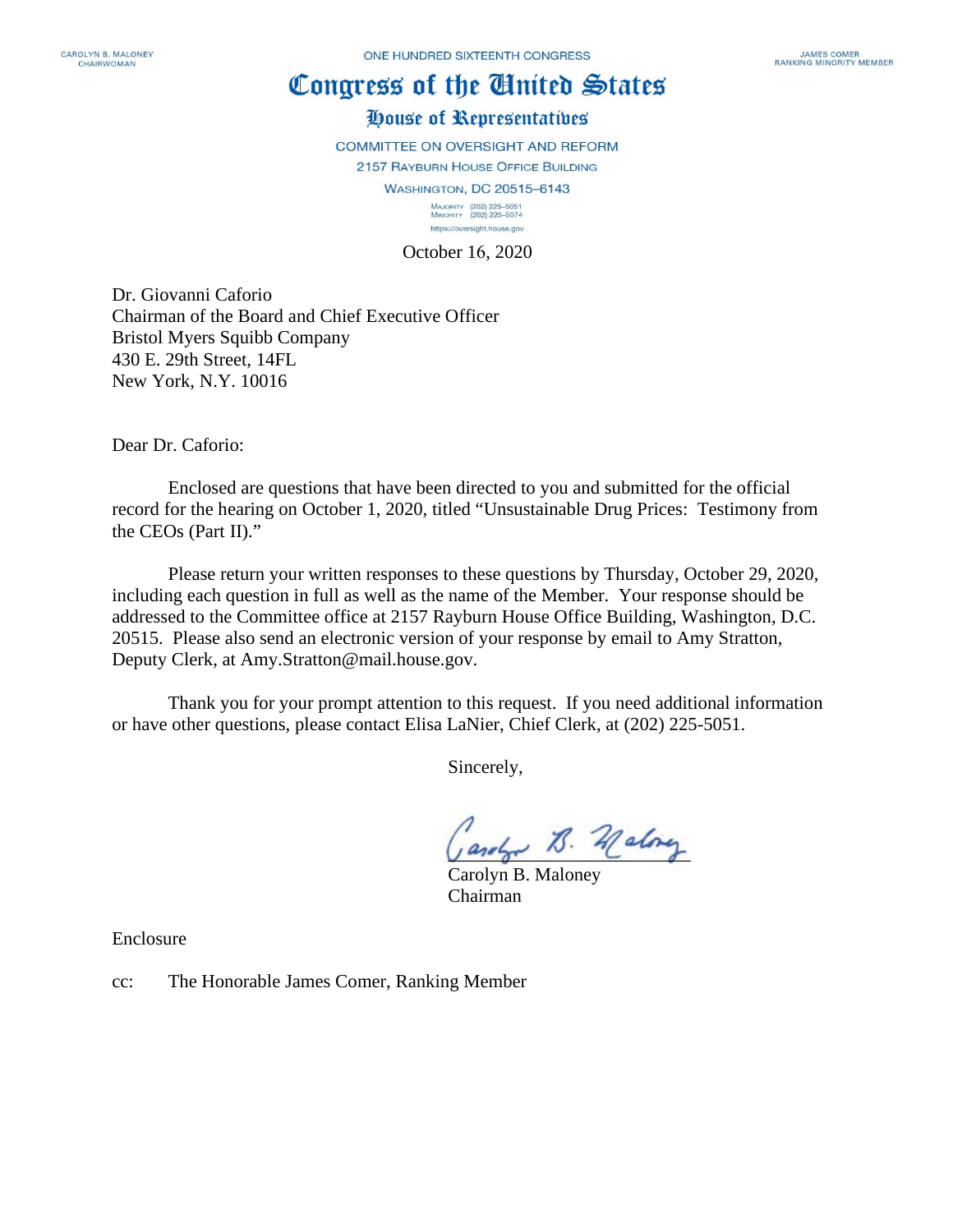CAROLYN B. MALONEY
CHAIRWOMAN

ONE HUNDRED SIXTEENTH CONGRESS

JAMES COMER
RANKING MINORITY MEMBER

# Congress of the United States

## House of Representatives

COMMITTEE ON OVERSIGHT AND REFORM
2157 RAYBURN HOUSE OFFICE BUILDING
WASHINGTON, DC 20515–6143

MAJORITY (202) 225–5051
MINORITY (202) 225–5074
https://oversight.house.gov

October 16, 2020

Dr. Giovanni Caforio
Chairman of the Board and Chief Executive Officer
Bristol Myers Squibb Company
430 E. 29th Street, 14FL
New York, N.Y. 10016

Dear Dr. Caforio:

Enclosed are questions that have been directed to you and submitted for the official record for the hearing on October 1, 2020, titled "Unsustainable Drug Prices: Testimony from the CEOs (Part II)."

Please return your written responses to these questions by Thursday, October 29, 2020, including each question in full as well as the name of the Member. Your response should be addressed to the Committee office at 2157 Rayburn House Office Building, Washington, D.C. 20515. Please also send an electronic version of your response by email to Amy Stratton, Deputy Clerk, at Amy.Stratton@mail.house.gov.

Thank you for your prompt attention to this request. If you need additional information or have other questions, please contact Elisa LaNier, Chief Clerk, at (202) 225-5051.

Sincerely,

Carolyn B. Maloney
Chairman

Enclosure

cc: The Honorable James Comer, Ranking Member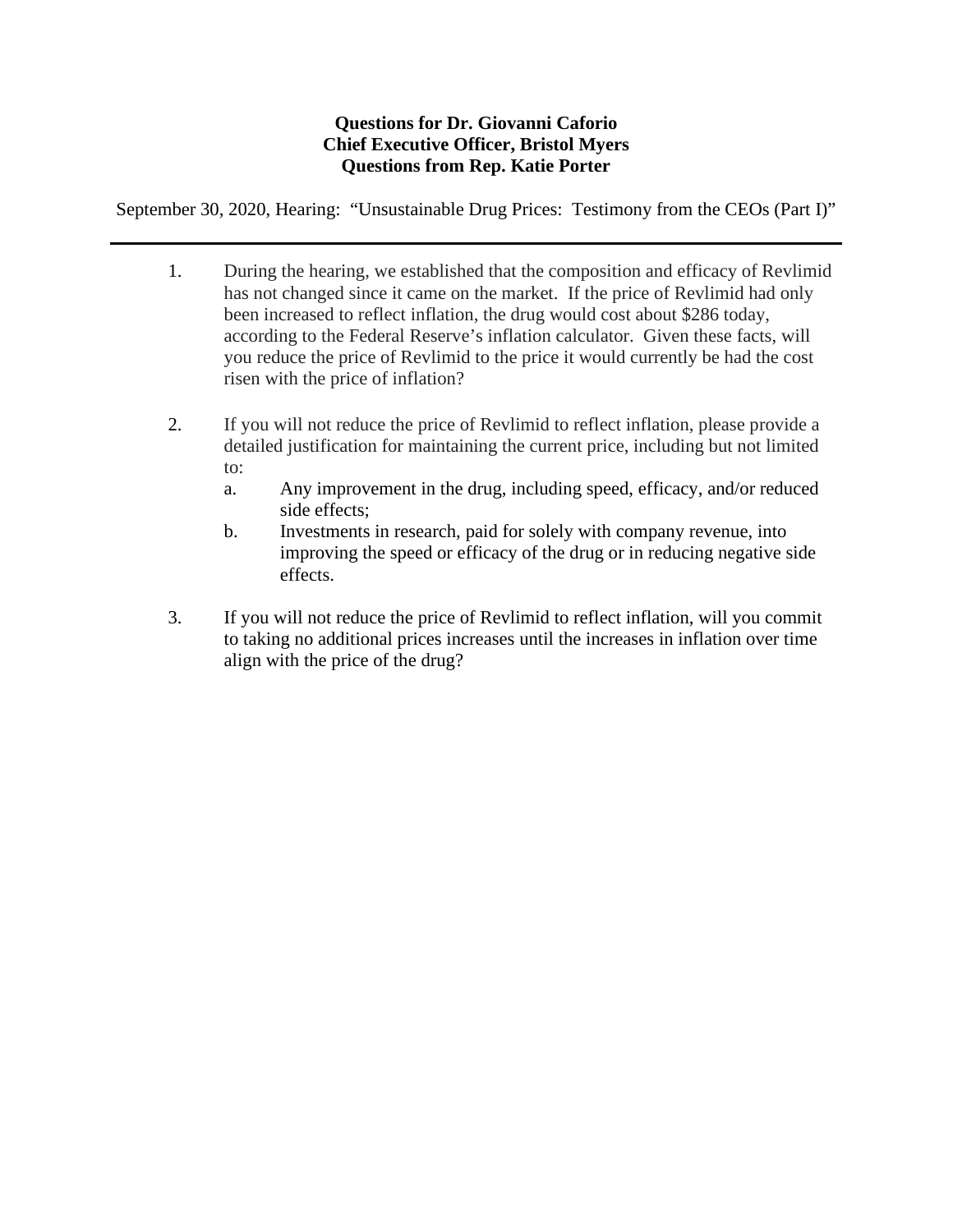**Questions for Dr. Giovanni Caforio**
**Chief Executive Officer, Bristol Myers**
**Questions from Rep. Katie Porter**

September 30, 2020, Hearing: "Unsustainable Drug Prices: Testimony from the CEOs (Part I)"

---

1. During the hearing, we established that the composition and efficacy of Revlimid has not changed since it came on the market. If the price of Revlimid had only been increased to reflect inflation, the drug would cost about $286 today, according to the Federal Reserve's inflation calculator. Given these facts, will you reduce the price of Revlimid to the price it would currently be had the cost risen with the price of inflation?

2. If you will not reduce the price of Revlimid to reflect inflation, please provide a detailed justification for maintaining the current price, including but not limited to:
   a. Any improvement in the drug, including speed, efficacy, and/or reduced side effects;
   b. Investments in research, paid for solely with company revenue, into improving the speed or efficacy of the drug or in reducing negative side effects.

3. If you will not reduce the price of Revlimid to reflect inflation, will you commit to taking no additional prices increases until the increases in inflation over time align with the price of the drug?